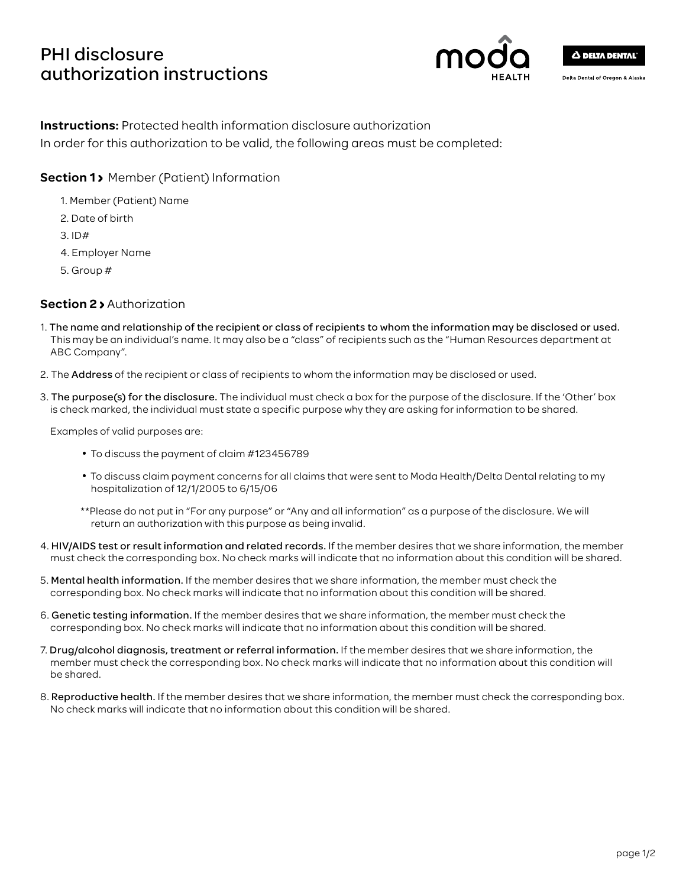# PHI disclosure authorization instructions

**Instructions:** Protected health information disclosure authorization
In order for this authorization to be valid, the following areas must be completed:

## **Section 1 ›** Member (Patient) Information

1. Member (Patient) Name
2. Date of birth
3. ID#
4. Employer Name
5. Group #

## **Section 2 ›** Authorization

1. **The name and relationship of the recipient or class of recipients to whom the information may be disclosed or used.** This may be an individual's name. It may also be a "class" of recipients such as the "Human Resources department at ABC Company".

2. The **Address** of the recipient or class of recipients to whom the information may be disclosed or used.

3. **The purpose(s) for the disclosure.** The individual must check a box for the purpose of the disclosure. If the 'Other' box is check marked, the individual must state a specific purpose why they are asking for information to be shared.

   Examples of valid purposes are:

   - To discuss the payment of claim #123456789
   - To discuss claim payment concerns for all claims that were sent to Moda Health/Delta Dental relating to my hospitalization of 12/1/2005 to 6/15/06

   **Please do not put in "For any purpose" or "Any and all information" as a purpose of the disclosure. We will return an authorization with this purpose as being invalid.

4. **HIV/AIDS test or result information and related records.** If the member desires that we share information, the member must check the corresponding box. No check marks will indicate that no information about this condition will be shared.

5. **Mental health information.** If the member desires that we share information, the member must check the corresponding box. No check marks will indicate that no information about this condition will be shared.

6. **Genetic testing information.** If the member desires that we share information, the member must check the corresponding box. No check marks will indicate that no information about this condition will be shared.

7. **Drug/alcohol diagnosis, treatment or referral information.** If the member desires that we share information, the member must check the corresponding box. No check marks will indicate that no information about this condition will be shared.

8. **Reproductive health.** If the member desires that we share information, the member must check the corresponding box. No check marks will indicate that no information about this condition will be shared.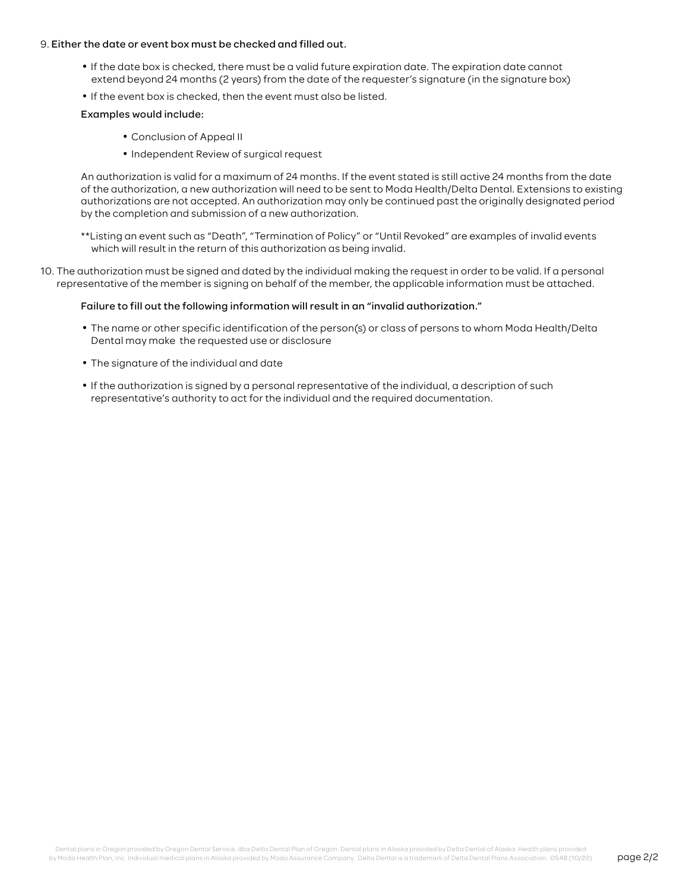9. **Either the date or event box must be checked and filled out.**

   - If the date box is checked, there must be a valid future expiration date. The expiration date cannot extend beyond 24 months (2 years) from the date of the requester's signature (in the signature box)
   - If the event box is checked, then the event must also be listed.

   **Examples would include:**

   - Conclusion of Appeal II
   - Independent Review of surgical request

   An authorization is valid for a maximum of 24 months. If the event stated is still active 24 months from the date of the authorization, a new authorization will need to be sent to Moda Health/Delta Dental. Extensions to existing authorizations are not accepted. An authorization may only be continued past the originally designated period by the completion and submission of a new authorization.

   **Listing an event such as "Death", "Termination of Policy" or "Until Revoked" are examples of invalid events which will result in the return of this authorization as being invalid.

10. The authorization must be signed and dated by the individual making the request in order to be valid. If a personal representative of the member is signing on behalf of the member, the applicable information must be attached.

    **Failure to fill out the following information will result in an "invalid authorization."**

    - The name or other specific identification of the person(s) or class of persons to whom Moda Health/Delta Dental may make the requested use or disclosure
    - The signature of the individual and date
    - If the authorization is signed by a personal representative of the individual, a description of such representative's authority to act for the individual and the required documentation.

Dental plans in Oregon provided by Oregon Dental Service, dba Delta Dental Plan of Oregon. Dental plans in Alaska provided by Delta Dental of Alaska. Health plans provided by Moda Health Plan, Inc. Individual medical plans in Alaska provided by Moda Assurance Company. Delta Dental is a trademark of Delta Dental Plans Association. 0548 (10/20)